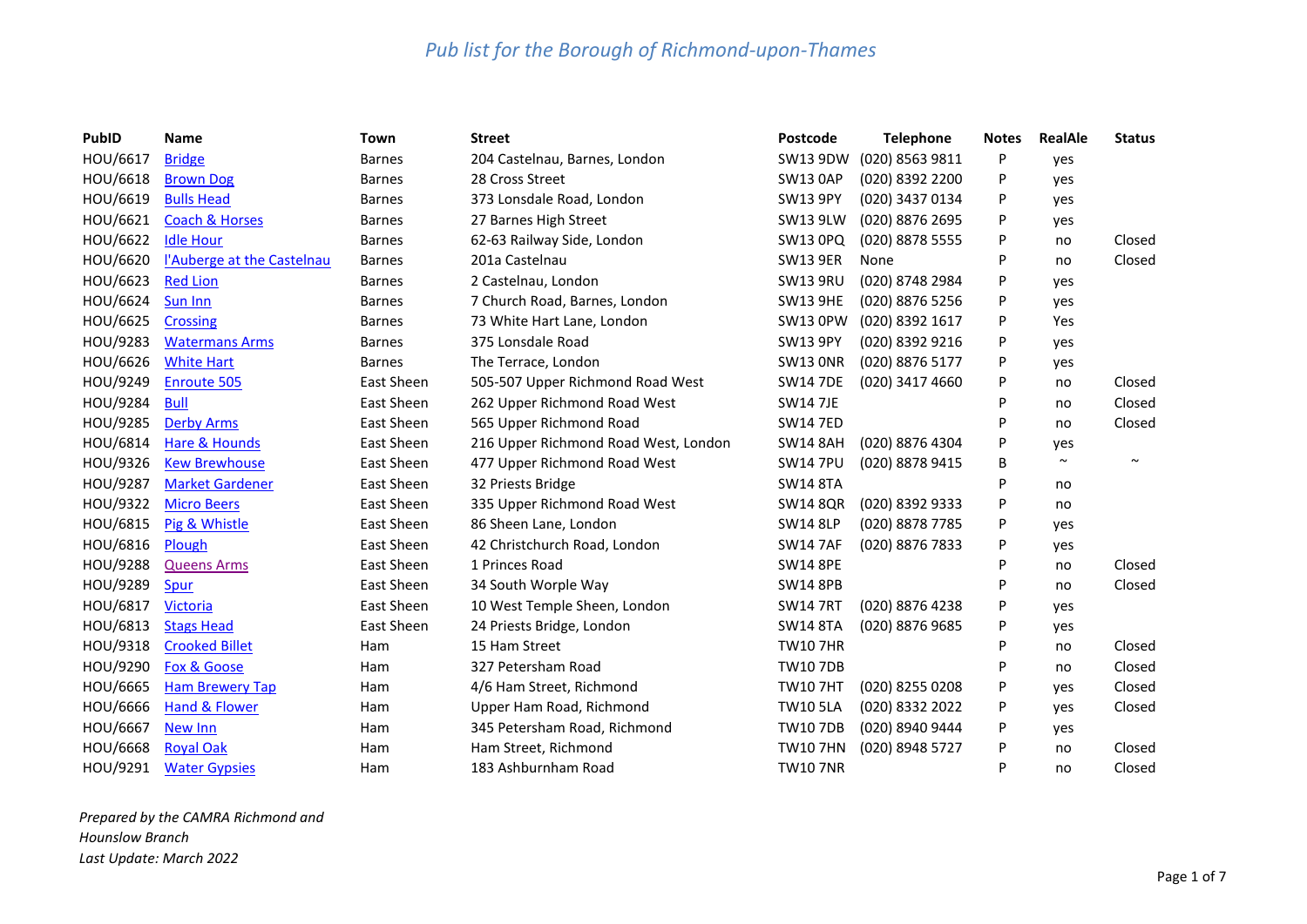# *Pub list for the Borough of Richmond-upon-Thames*

| PubID | Name | Town | Street | Postcode | Telephone | Notes | RealAle | Status |
|---|---|---|---|---|---|---|---|---|
| HOU/6617 | Bridge | Barnes | 204 Castelnau, Barnes, London | SW13 9DW | (020) 8563 9811 | P | yes | |
| HOU/6618 | Brown Dog | Barnes | 28 Cross Street | SW13 0AP | (020) 8392 2200 | P | yes | |
| HOU/6619 | Bulls Head | Barnes | 373 Lonsdale Road, London | SW13 9PY | (020) 3437 0134 | P | yes | |
| HOU/6621 | Coach & Horses | Barnes | 27 Barnes High Street | SW13 9LW | (020) 8876 2695 | P | yes | |
| HOU/6622 | Idle Hour | Barnes | 62-63 Railway Side, London | SW13 0PQ | (020) 8878 5555 | P | no | Closed |
| HOU/6620 | l'Auberge at the Castelnau | Barnes | 201a Castelnau | SW13 9ER | None | P | no | Closed |
| HOU/6623 | Red Lion | Barnes | 2 Castelnau, London | SW13 9RU | (020) 8748 2984 | P | yes | |
| HOU/6624 | Sun Inn | Barnes | 7 Church Road, Barnes, London | SW13 9HE | (020) 8876 5256 | P | yes | |
| HOU/6625 | Crossing | Barnes | 73 White Hart Lane, London | SW13 0PW | (020) 8392 1617 | P | Yes | |
| HOU/9283 | Watermans Arms | Barnes | 375 Lonsdale Road | SW13 9PY | (020) 8392 9216 | P | yes | |
| HOU/6626 | White Hart | Barnes | The Terrace, London | SW13 0NR | (020) 8876 5177 | P | yes | |
| HOU/9249 | Enroute 505 | East Sheen | 505-507 Upper Richmond Road West | SW14 7DE | (020) 3417 4660 | P | no | Closed |
| HOU/9284 | Bull | East Sheen | 262 Upper Richmond Road West | SW14 7JE | | P | no | Closed |
| HOU/9285 | Derby Arms | East Sheen | 565 Upper Richmond Road | SW14 7ED | | P | no | Closed |
| HOU/6814 | Hare & Hounds | East Sheen | 216 Upper Richmond Road West, London | SW14 8AH | (020) 8876 4304 | P | yes | |
| HOU/9326 | Kew Brewhouse | East Sheen | 477 Upper Richmond Road West | SW14 7PU | (020) 8878 9415 | B | ~ | ~ |
| HOU/9287 | Market Gardener | East Sheen | 32 Priests Bridge | SW14 8TA | | P | no | |
| HOU/9322 | Micro Beers | East Sheen | 335 Upper Richmond Road West | SW14 8QR | (020) 8392 9333 | P | no | |
| HOU/6815 | Pig & Whistle | East Sheen | 86 Sheen Lane, London | SW14 8LP | (020) 8878 7785 | P | yes | |
| HOU/6816 | Plough | East Sheen | 42 Christchurch Road, London | SW14 7AF | (020) 8876 7833 | P | yes | |
| HOU/9288 | Queens Arms | East Sheen | 1 Princes Road | SW14 8PE | | P | no | Closed |
| HOU/9289 | Spur | East Sheen | 34 South Worple Way | SW14 8PB | | P | no | Closed |
| HOU/6817 | Victoria | East Sheen | 10 West Temple Sheen, London | SW14 7RT | (020) 8876 4238 | P | yes | |
| HOU/6813 | Stags Head | East Sheen | 24 Priests Bridge, London | SW14 8TA | (020) 8876 9685 | P | yes | |
| HOU/9318 | Crooked Billet | Ham | 15 Ham Street | TW10 7HR | | P | no | Closed |
| HOU/9290 | Fox & Goose | Ham | 327 Petersham Road | TW10 7DB | | P | no | Closed |
| HOU/6665 | Ham Brewery Tap | Ham | 4/6 Ham Street, Richmond | TW10 7HT | (020) 8255 0208 | P | yes | Closed |
| HOU/6666 | Hand & Flower | Ham | Upper Ham Road, Richmond | TW10 5LA | (020) 8332 2022 | P | yes | Closed |
| HOU/6667 | New Inn | Ham | 345 Petersham Road, Richmond | TW10 7DB | (020) 8940 9444 | P | yes | |
| HOU/6668 | Royal Oak | Ham | Ham Street, Richmond | TW10 7HN | (020) 8948 5727 | P | no | Closed |
| HOU/9291 | Water Gypsies | Ham | 183 Ashburnham Road | TW10 7NR | | P | no | Closed |

*Prepared by the CAMRA Richmond and Hounslow Branch*
*Last Update: March 2022*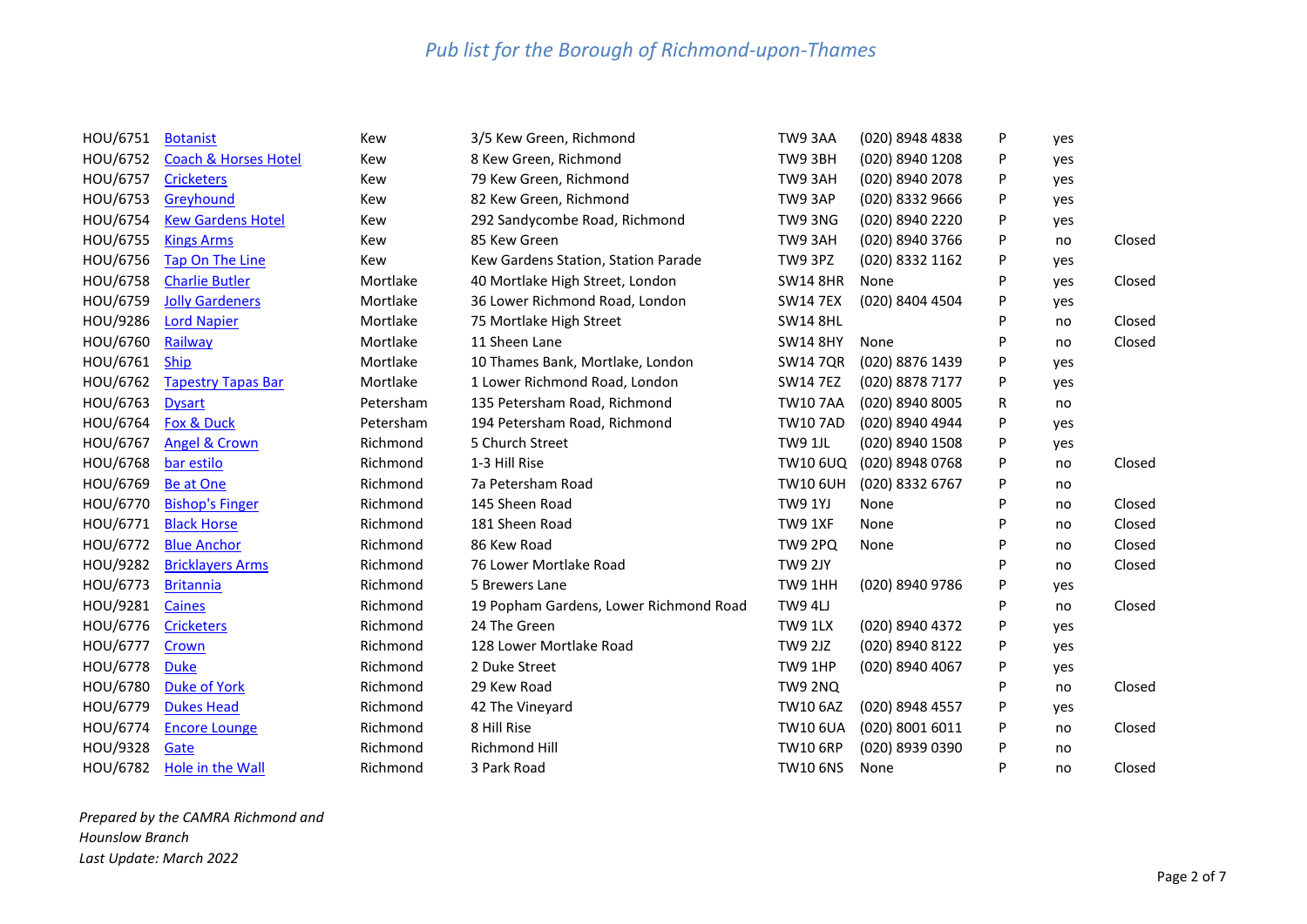# *Pub list for the Borough of Richmond-upon-Thames*

| | | | | | | | | |
|---|---|---|---|---|---|---|---|---|
| HOU/6751 | Botanist | Kew | 3/5 Kew Green, Richmond | TW9 3AA | (020) 8948 4838 | P | yes | |
| HOU/6752 | Coach & Horses Hotel | Kew | 8 Kew Green, Richmond | TW9 3BH | (020) 8940 1208 | P | yes | |
| HOU/6757 | Cricketers | Kew | 79 Kew Green, Richmond | TW9 3AH | (020) 8940 2078 | P | yes | |
| HOU/6753 | Greyhound | Kew | 82 Kew Green, Richmond | TW9 3AP | (020) 8332 9666 | P | yes | |
| HOU/6754 | Kew Gardens Hotel | Kew | 292 Sandycombe Road, Richmond | TW9 3NG | (020) 8940 2220 | P | yes | |
| HOU/6755 | Kings Arms | Kew | 85 Kew Green | TW9 3AH | (020) 8940 3766 | P | no | Closed |
| HOU/6756 | Tap On The Line | Kew | Kew Gardens Station, Station Parade | TW9 3PZ | (020) 8332 1162 | P | yes | |
| HOU/6758 | Charlie Butler | Mortlake | 40 Mortlake High Street, London | SW14 8HR | None | P | yes | Closed |
| HOU/6759 | Jolly Gardeners | Mortlake | 36 Lower Richmond Road, London | SW14 7EX | (020) 8404 4504 | P | yes | |
| HOU/9286 | Lord Napier | Mortlake | 75 Mortlake High Street | SW14 8HL | | P | no | Closed |
| HOU/6760 | Railway | Mortlake | 11 Sheen Lane | SW14 8HY | None | P | no | Closed |
| HOU/6761 | Ship | Mortlake | 10 Thames Bank, Mortlake, London | SW14 7QR | (020) 8876 1439 | P | yes | |
| HOU/6762 | Tapestry Tapas Bar | Mortlake | 1 Lower Richmond Road, London | SW14 7EZ | (020) 8878 7177 | P | yes | |
| HOU/6763 | Dysart | Petersham | 135 Petersham Road, Richmond | TW10 7AA | (020) 8940 8005 | R | no | |
| HOU/6764 | Fox & Duck | Petersham | 194 Petersham Road, Richmond | TW10 7AD | (020) 8940 4944 | P | yes | |
| HOU/6767 | Angel & Crown | Richmond | 5 Church Street | TW9 1JL | (020) 8940 1508 | P | yes | |
| HOU/6768 | bar estilo | Richmond | 1-3 Hill Rise | TW10 6UQ | (020) 8948 0768 | P | no | Closed |
| HOU/6769 | Be at One | Richmond | 7a Petersham Road | TW10 6UH | (020) 8332 6767 | P | no | |
| HOU/6770 | Bishop's Finger | Richmond | 145 Sheen Road | TW9 1YJ | None | P | no | Closed |
| HOU/6771 | Black Horse | Richmond | 181 Sheen Road | TW9 1XF | None | P | no | Closed |
| HOU/6772 | Blue Anchor | Richmond | 86 Kew Road | TW9 2PQ | None | P | no | Closed |
| HOU/9282 | Bricklayers Arms | Richmond | 76 Lower Mortlake Road | TW9 2JY | | P | no | Closed |
| HOU/6773 | Britannia | Richmond | 5 Brewers Lane | TW9 1HH | (020) 8940 9786 | P | yes | |
| HOU/9281 | Caines | Richmond | 19 Popham Gardens, Lower Richmond Road | TW9 4LJ | | P | no | Closed |
| HOU/6776 | Cricketers | Richmond | 24 The Green | TW9 1LX | (020) 8940 4372 | P | yes | |
| HOU/6777 | Crown | Richmond | 128 Lower Mortlake Road | TW9 2JZ | (020) 8940 8122 | P | yes | |
| HOU/6778 | Duke | Richmond | 2 Duke Street | TW9 1HP | (020) 8940 4067 | P | yes | |
| HOU/6780 | Duke of York | Richmond | 29 Kew Road | TW9 2NQ | | P | no | Closed |
| HOU/6779 | Dukes Head | Richmond | 42 The Vineyard | TW10 6AZ | (020) 8948 4557 | P | yes | |
| HOU/6774 | Encore Lounge | Richmond | 8 Hill Rise | TW10 6UA | (020) 8001 6011 | P | no | Closed |
| HOU/9328 | Gate | Richmond | Richmond Hill | TW10 6RP | (020) 8939 0390 | P | no | |
| HOU/6782 | Hole in the Wall | Richmond | 3 Park Road | TW10 6NS | None | P | no | Closed |

*Prepared by the CAMRA Richmond and Hounslow Branch*
*Last Update: March 2022*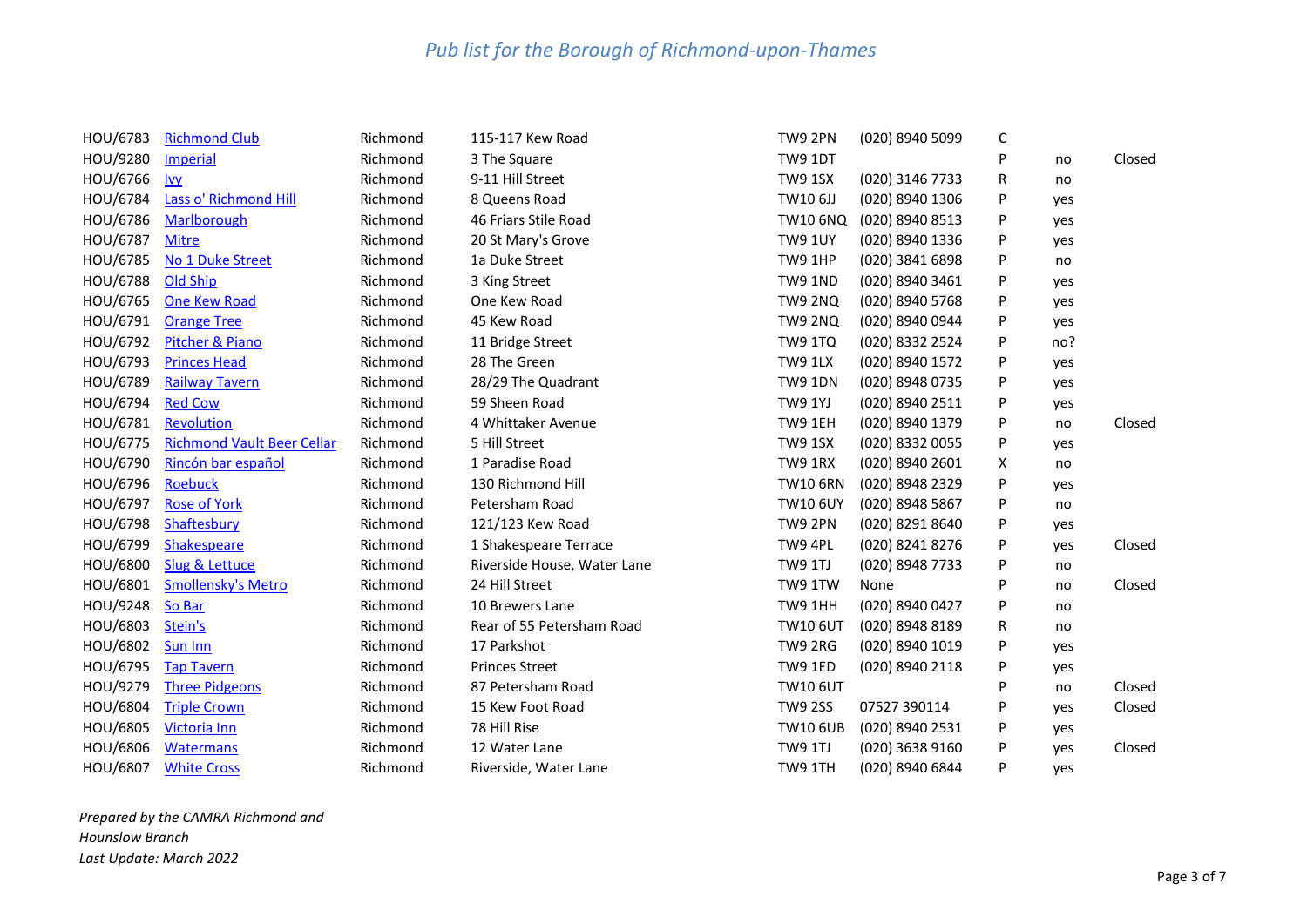# *Pub list for the Borough of Richmond-upon-Thames*

| | | | | | | | | |
|---|---|---|---|---|---|---|---|---|
| HOU/6783 | Richmond Club | Richmond | 115-117 Kew Road | TW9 2PN | (020) 8940 5099 | C | | |
| HOU/9280 | Imperial | Richmond | 3 The Square | TW9 1DT | | P | no | Closed |
| HOU/6766 | Ivy | Richmond | 9-11 Hill Street | TW9 1SX | (020) 3146 7733 | R | no | |
| HOU/6784 | Lass o' Richmond Hill | Richmond | 8 Queens Road | TW10 6JJ | (020) 8940 1306 | P | yes | |
| HOU/6786 | Marlborough | Richmond | 46 Friars Stile Road | TW10 6NQ | (020) 8940 8513 | P | yes | |
| HOU/6787 | Mitre | Richmond | 20 St Mary's Grove | TW9 1UY | (020) 8940 1336 | P | yes | |
| HOU/6785 | No 1 Duke Street | Richmond | 1a Duke Street | TW9 1HP | (020) 3841 6898 | P | no | |
| HOU/6788 | Old Ship | Richmond | 3 King Street | TW9 1ND | (020) 8940 3461 | P | yes | |
| HOU/6765 | One Kew Road | Richmond | One Kew Road | TW9 2NQ | (020) 8940 5768 | P | yes | |
| HOU/6791 | Orange Tree | Richmond | 45 Kew Road | TW9 2NQ | (020) 8940 0944 | P | yes | |
| HOU/6792 | Pitcher & Piano | Richmond | 11 Bridge Street | TW9 1TQ | (020) 8332 2524 | P | no? | |
| HOU/6793 | Princes Head | Richmond | 28 The Green | TW9 1LX | (020) 8940 1572 | P | yes | |
| HOU/6789 | Railway Tavern | Richmond | 28/29 The Quadrant | TW9 1DN | (020) 8948 0735 | P | yes | |
| HOU/6794 | Red Cow | Richmond | 59 Sheen Road | TW9 1YJ | (020) 8940 2511 | P | yes | |
| HOU/6781 | Revolution | Richmond | 4 Whittaker Avenue | TW9 1EH | (020) 8940 1379 | P | no | Closed |
| HOU/6775 | Richmond Vault Beer Cellar | Richmond | 5 Hill Street | TW9 1SX | (020) 8332 0055 | P | yes | |
| HOU/6790 | Rincón bar español | Richmond | 1 Paradise Road | TW9 1RX | (020) 8940 2601 | X | no | |
| HOU/6796 | Roebuck | Richmond | 130 Richmond Hill | TW10 6RN | (020) 8948 2329 | P | yes | |
| HOU/6797 | Rose of York | Richmond | Petersham Road | TW10 6UY | (020) 8948 5867 | P | no | |
| HOU/6798 | Shaftesbury | Richmond | 121/123 Kew Road | TW9 2PN | (020) 8291 8640 | P | yes | |
| HOU/6799 | Shakespeare | Richmond | 1 Shakespeare Terrace | TW9 4PL | (020) 8241 8276 | P | yes | Closed |
| HOU/6800 | Slug & Lettuce | Richmond | Riverside House, Water Lane | TW9 1TJ | (020) 8948 7733 | P | no | |
| HOU/6801 | Smollensky's Metro | Richmond | 24 Hill Street | TW9 1TW | None | P | no | Closed |
| HOU/9248 | So Bar | Richmond | 10 Brewers Lane | TW9 1HH | (020) 8940 0427 | P | no | |
| HOU/6803 | Stein's | Richmond | Rear of 55 Petersham Road | TW10 6UT | (020) 8948 8189 | R | no | |
| HOU/6802 | Sun Inn | Richmond | 17 Parkshot | TW9 2RG | (020) 8940 1019 | P | yes | |
| HOU/6795 | Tap Tavern | Richmond | Princes Street | TW9 1ED | (020) 8940 2118 | P | yes | |
| HOU/9279 | Three Pidgeons | Richmond | 87 Petersham Road | TW10 6UT | | P | no | Closed |
| HOU/6804 | Triple Crown | Richmond | 15 Kew Foot Road | TW9 2SS | 07527 390114 | P | yes | Closed |
| HOU/6805 | Victoria Inn | Richmond | 78 Hill Rise | TW10 6UB | (020) 8940 2531 | P | yes | |
| HOU/6806 | Watermans | Richmond | 12 Water Lane | TW9 1TJ | (020) 3638 9160 | P | yes | Closed |
| HOU/6807 | White Cross | Richmond | Riverside, Water Lane | TW9 1TH | (020) 8940 6844 | P | yes | |

*Prepared by the CAMRA Richmond and Hounslow Branch*
*Last Update: March 2022*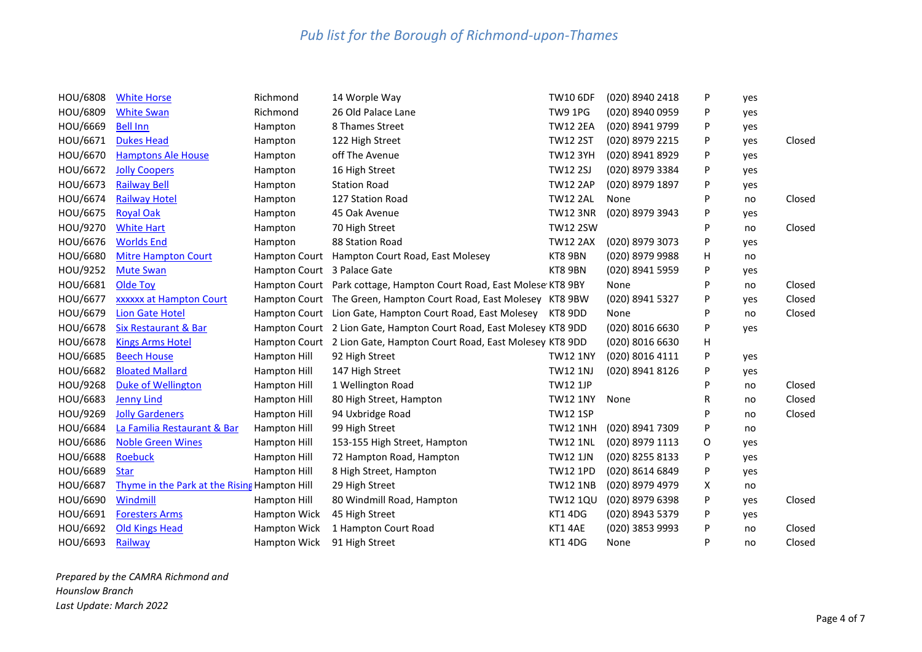*Pub list for the Borough of Richmond-upon-Thames*

| | | | | | | | | |
|---|---|---|---|---|---|---|---|---|
| HOU/6808 | White Horse | Richmond | 14 Worple Way | TW10 6DF | (020) 8940 2418 | P | yes | |
| HOU/6809 | White Swan | Richmond | 26 Old Palace Lane | TW9 1PG | (020) 8940 0959 | P | yes | |
| HOU/6669 | Bell Inn | Hampton | 8 Thames Street | TW12 2EA | (020) 8941 9799 | P | yes | |
| HOU/6671 | Dukes Head | Hampton | 122 High Street | TW12 2ST | (020) 8979 2215 | P | yes | Closed |
| HOU/6670 | Hamptons Ale House | Hampton | off The Avenue | TW12 3YH | (020) 8941 8929 | P | yes | |
| HOU/6672 | Jolly Coopers | Hampton | 16 High Street | TW12 2SJ | (020) 8979 3384 | P | yes | |
| HOU/6673 | Railway Bell | Hampton | Station Road | TW12 2AP | (020) 8979 1897 | P | yes | |
| HOU/6674 | Railway Hotel | Hampton | 127 Station Road | TW12 2AL | None | P | no | Closed |
| HOU/6675 | Royal Oak | Hampton | 45 Oak Avenue | TW12 3NR | (020) 8979 3943 | P | yes | |
| HOU/9270 | White Hart | Hampton | 70 High Street | TW12 2SW | | P | no | Closed |
| HOU/6676 | Worlds End | Hampton | 88 Station Road | TW12 2AX | (020) 8979 3073 | P | yes | |
| HOU/6680 | Mitre Hampton Court | Hampton Court | Hampton Court Road, East Molesey | KT8 9BN | (020) 8979 9988 | H | no | |
| HOU/9252 | Mute Swan | Hampton Court | 3 Palace Gate | KT8 9BN | (020) 8941 5959 | P | yes | |
| HOU/6681 | Olde Toy | Hampton Court | Park cottage, Hampton Court Road, East Molese | KT8 9BY | None | P | no | Closed |
| HOU/6677 | xxxxxx at Hampton Court | Hampton Court | The Green, Hampton Court Road, East Molesey | KT8 9BW | (020) 8941 5327 | P | yes | Closed |
| HOU/6679 | Lion Gate Hotel | Hampton Court | Lion Gate, Hampton Court Road, East Molesey | KT8 9DD | None | P | no | Closed |
| HOU/6678 | Six Restaurant & Bar | Hampton Court | 2 Lion Gate, Hampton Court Road, East Molesey | KT8 9DD | (020) 8016 6630 | P | yes | |
| HOU/6678 | Kings Arms Hotel | Hampton Court | 2 Lion Gate, Hampton Court Road, East Molesey | KT8 9DD | (020) 8016 6630 | H | | |
| HOU/6685 | Beech House | Hampton Hill | 92 High Street | TW12 1NY | (020) 8016 4111 | P | yes | |
| HOU/6682 | Bloated Mallard | Hampton Hill | 147 High Street | TW12 1NJ | (020) 8941 8126 | P | yes | |
| HOU/9268 | Duke of Wellington | Hampton Hill | 1 Wellington Road | TW12 1JP | | P | no | Closed |
| HOU/6683 | Jenny Lind | Hampton Hill | 80 High Street, Hampton | TW12 1NY | None | R | no | Closed |
| HOU/9269 | Jolly Gardeners | Hampton Hill | 94 Uxbridge Road | TW12 1SP | | P | no | Closed |
| HOU/6684 | La Familia Restaurant & Bar | Hampton Hill | 99 High Street | TW12 1NH | (020) 8941 7309 | P | no | |
| HOU/6686 | Noble Green Wines | Hampton Hill | 153-155 High Street, Hampton | TW12 1NL | (020) 8979 1113 | O | yes | |
| HOU/6688 | Roebuck | Hampton Hill | 72 Hampton Road, Hampton | TW12 1JN | (020) 8255 8133 | P | yes | |
| HOU/6689 | Star | Hampton Hill | 8 High Street, Hampton | TW12 1PD | (020) 8614 6849 | P | yes | |
| HOU/6687 | Thyme in the Park at the Rising | Hampton Hill | 29 High Street | TW12 1NB | (020) 8979 4979 | X | no | |
| HOU/6690 | Windmill | Hampton Hill | 80 Windmill Road, Hampton | TW12 1QU | (020) 8979 6398 | P | yes | Closed |
| HOU/6691 | Foresters Arms | Hampton Wick | 45 High Street | KT1 4DG | (020) 8943 5379 | P | yes | |
| HOU/6692 | Old Kings Head | Hampton Wick | 1 Hampton Court Road | KT1 4AE | (020) 3853 9993 | P | no | Closed |
| HOU/6693 | Railway | Hampton Wick | 91 High Street | KT1 4DG | None | P | no | Closed |

*Prepared by the CAMRA Richmond and Hounslow Branch*
*Last Update: March 2022*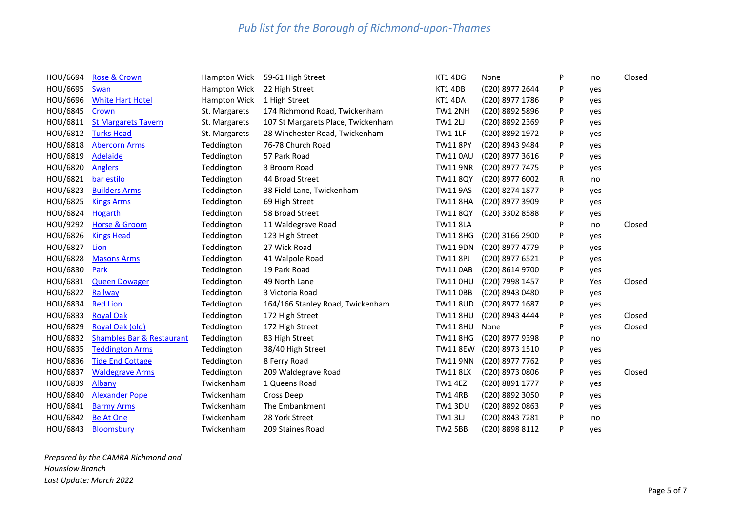# *Pub list for the Borough of Richmond-upon-Thames*

| | | | | | | | | |
|---|---|---|---|---|---|---|---|---|
| HOU/6694 | Rose & Crown | Hampton Wick | 59-61 High Street | KT1 4DG | None | P | no | Closed |
| HOU/6695 | Swan | Hampton Wick | 22 High Street | KT1 4DB | (020) 8977 2644 | P | yes | |
| HOU/6696 | White Hart Hotel | Hampton Wick | 1 High Street | KT1 4DA | (020) 8977 1786 | P | yes | |
| HOU/6845 | Crown | St. Margarets | 174 Richmond Road, Twickenham | TW1 2NH | (020) 8892 5896 | P | yes | |
| HOU/6811 | St Margarets Tavern | St. Margarets | 107 St Margarets Place, Twickenham | TW1 2LJ | (020) 8892 2369 | P | yes | |
| HOU/6812 | Turks Head | St. Margarets | 28 Winchester Road, Twickenham | TW1 1LF | (020) 8892 1972 | P | yes | |
| HOU/6818 | Abercorn Arms | Teddington | 76-78 Church Road | TW11 8PY | (020) 8943 9484 | P | yes | |
| HOU/6819 | Adelaide | Teddington | 57 Park Road | TW11 0AU | (020) 8977 3616 | P | yes | |
| HOU/6820 | Anglers | Teddington | 3 Broom Road | TW11 9NR | (020) 8977 7475 | P | yes | |
| HOU/6821 | bar estilo | Teddington | 44 Broad Street | TW11 8QY | (020) 8977 6002 | R | no | |
| HOU/6823 | Builders Arms | Teddington | 38 Field Lane, Twickenham | TW11 9AS | (020) 8274 1877 | P | yes | |
| HOU/6825 | Kings Arms | Teddington | 69 High Street | TW11 8HA | (020) 8977 3909 | P | yes | |
| HOU/6824 | Hogarth | Teddington | 58 Broad Street | TW11 8QY | (020) 3302 8588 | P | yes | |
| HOU/9292 | Horse & Groom | Teddington | 11 Waldegrave Road | TW11 8LA | | P | no | Closed |
| HOU/6826 | Kings Head | Teddington | 123 High Street | TW11 8HG | (020) 3166 2900 | P | yes | |
| HOU/6827 | Lion | Teddington | 27 Wick Road | TW11 9DN | (020) 8977 4779 | P | yes | |
| HOU/6828 | Masons Arms | Teddington | 41 Walpole Road | TW11 8PJ | (020) 8977 6521 | P | yes | |
| HOU/6830 | Park | Teddington | 19 Park Road | TW11 0AB | (020) 8614 9700 | P | yes | |
| HOU/6831 | Queen Dowager | Teddington | 49 North Lane | TW11 0HU | (020) 7998 1457 | P | Yes | Closed |
| HOU/6822 | Railway | Teddington | 3 Victoria Road | TW11 0BB | (020) 8943 0480 | P | yes | |
| HOU/6834 | Red Lion | Teddington | 164/166 Stanley Road, Twickenham | TW11 8UD | (020) 8977 1687 | P | yes | |
| HOU/6833 | Royal Oak | Teddington | 172 High Street | TW11 8HU | (020) 8943 4444 | P | yes | Closed |
| HOU/6829 | Royal Oak (old) | Teddington | 172 High Street | TW11 8HU | None | P | yes | Closed |
| HOU/6832 | Shambles Bar & Restaurant | Teddington | 83 High Street | TW11 8HG | (020) 8977 9398 | P | no | |
| HOU/6835 | Teddington Arms | Teddington | 38/40 High Street | TW11 8EW | (020) 8973 1510 | P | yes | |
| HOU/6836 | Tide End Cottage | Teddington | 8 Ferry Road | TW11 9NN | (020) 8977 7762 | P | yes | |
| HOU/6837 | Waldegrave Arms | Teddington | 209 Waldegrave Road | TW11 8LX | (020) 8973 0806 | P | yes | Closed |
| HOU/6839 | Albany | Twickenham | 1 Queens Road | TW1 4EZ | (020) 8891 1777 | P | yes | |
| HOU/6840 | Alexander Pope | Twickenham | Cross Deep | TW1 4RB | (020) 8892 3050 | P | yes | |
| HOU/6841 | Barmy Arms | Twickenham | The Embankment | TW1 3DU | (020) 8892 0863 | P | yes | |
| HOU/6842 | Be At One | Twickenham | 28 York Street | TW1 3LJ | (020) 8843 7281 | P | no | |
| HOU/6843 | Bloomsbury | Twickenham | 209 Staines Road | TW2 5BB | (020) 8898 8112 | P | yes | |

*Prepared by the CAMRA Richmond and Hounslow Branch*
*Last Update: March 2022*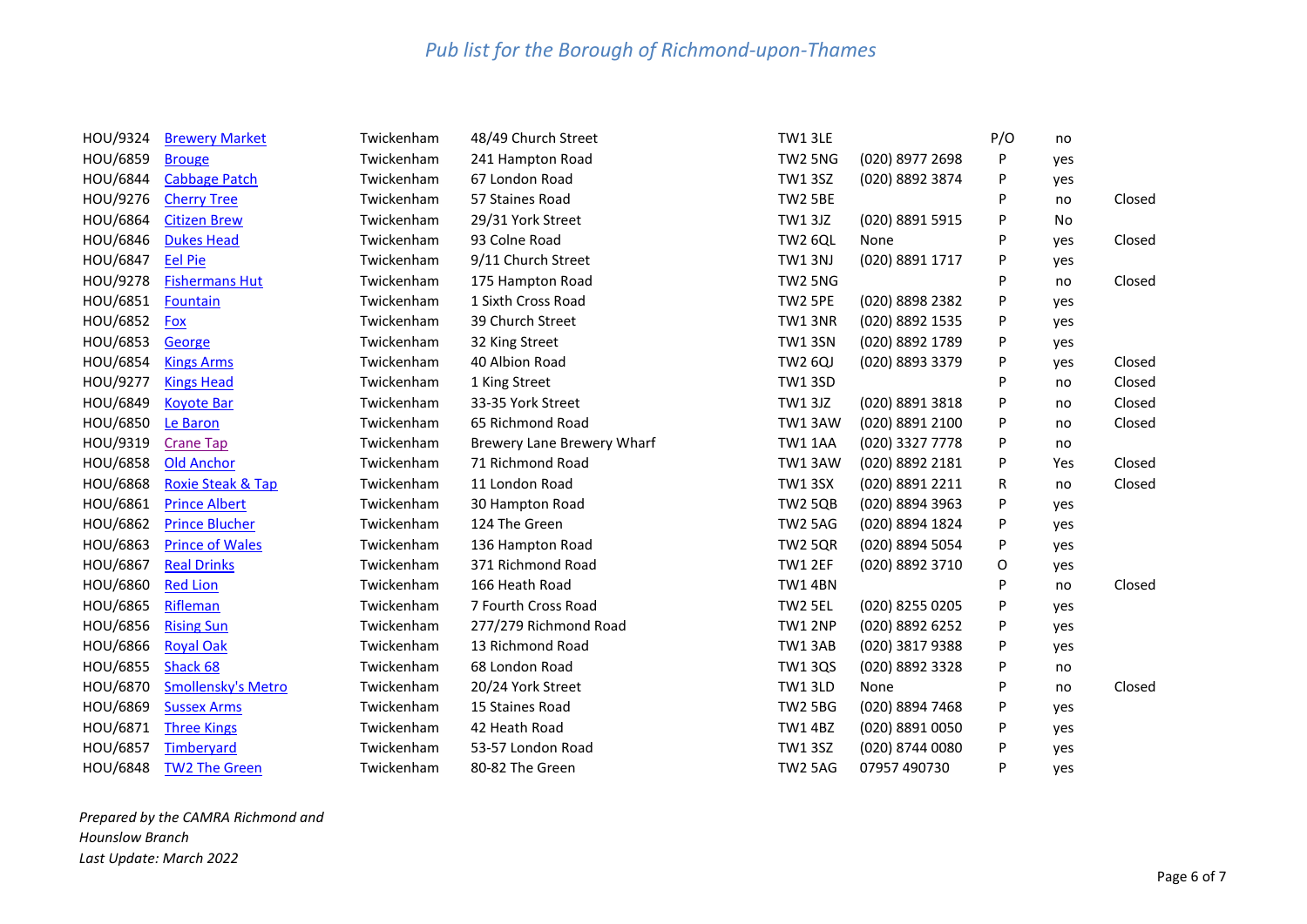*Pub list for the Borough of Richmond-upon-Thames*

| | | | | | | | | |
|---|---|---|---|---|---|---|---|---|
| HOU/9324 | Brewery Market | Twickenham | 48/49 Church Street | TW1 3LE | | P/O | no | |
| HOU/6859 | Brouge | Twickenham | 241 Hampton Road | TW2 5NG | (020) 8977 2698 | P | yes | |
| HOU/6844 | Cabbage Patch | Twickenham | 67 London Road | TW1 3SZ | (020) 8892 3874 | P | yes | |
| HOU/9276 | Cherry Tree | Twickenham | 57 Staines Road | TW2 5BE | | P | no | Closed |
| HOU/6864 | Citizen Brew | Twickenham | 29/31 York Street | TW1 3JZ | (020) 8891 5915 | P | No | |
| HOU/6846 | Dukes Head | Twickenham | 93 Colne Road | TW2 6QL | None | P | yes | Closed |
| HOU/6847 | Eel Pie | Twickenham | 9/11 Church Street | TW1 3NJ | (020) 8891 1717 | P | yes | |
| HOU/9278 | Fishermans Hut | Twickenham | 175 Hampton Road | TW2 5NG | | P | no | Closed |
| HOU/6851 | Fountain | Twickenham | 1 Sixth Cross Road | TW2 5PE | (020) 8898 2382 | P | yes | |
| HOU/6852 | Fox | Twickenham | 39 Church Street | TW1 3NR | (020) 8892 1535 | P | yes | |
| HOU/6853 | George | Twickenham | 32 King Street | TW1 3SN | (020) 8892 1789 | P | yes | |
| HOU/6854 | Kings Arms | Twickenham | 40 Albion Road | TW2 6QJ | (020) 8893 3379 | P | yes | Closed |
| HOU/9277 | Kings Head | Twickenham | 1 King Street | TW1 3SD | | P | no | Closed |
| HOU/6849 | Koyote Bar | Twickenham | 33-35 York Street | TW1 3JZ | (020) 8891 3818 | P | no | Closed |
| HOU/6850 | Le Baron | Twickenham | 65 Richmond Road | TW1 3AW | (020) 8891 2100 | P | no | Closed |
| HOU/9319 | Crane Tap | Twickenham | Brewery Lane Brewery Wharf | TW1 1AA | (020) 3327 7778 | P | no | |
| HOU/6858 | Old Anchor | Twickenham | 71 Richmond Road | TW1 3AW | (020) 8892 2181 | P | Yes | Closed |
| HOU/6868 | Roxie Steak & Tap | Twickenham | 11 London Road | TW1 3SX | (020) 8891 2211 | R | no | Closed |
| HOU/6861 | Prince Albert | Twickenham | 30 Hampton Road | TW2 5QB | (020) 8894 3963 | P | yes | |
| HOU/6862 | Prince Blucher | Twickenham | 124 The Green | TW2 5AG | (020) 8894 1824 | P | yes | |
| HOU/6863 | Prince of Wales | Twickenham | 136 Hampton Road | TW2 5QR | (020) 8894 5054 | P | yes | |
| HOU/6867 | Real Drinks | Twickenham | 371 Richmond Road | TW1 2EF | (020) 8892 3710 | O | yes | |
| HOU/6860 | Red Lion | Twickenham | 166 Heath Road | TW1 4BN | | P | no | Closed |
| HOU/6865 | Rifleman | Twickenham | 7 Fourth Cross Road | TW2 5EL | (020) 8255 0205 | P | yes | |
| HOU/6856 | Rising Sun | Twickenham | 277/279 Richmond Road | TW1 2NP | (020) 8892 6252 | P | yes | |
| HOU/6866 | Royal Oak | Twickenham | 13 Richmond Road | TW1 3AB | (020) 3817 9388 | P | yes | |
| HOU/6855 | Shack 68 | Twickenham | 68 London Road | TW1 3QS | (020) 8892 3328 | P | no | |
| HOU/6870 | Smollensky's Metro | Twickenham | 20/24 York Street | TW1 3LD | None | P | no | Closed |
| HOU/6869 | Sussex Arms | Twickenham | 15 Staines Road | TW2 5BG | (020) 8894 7468 | P | yes | |
| HOU/6871 | Three Kings | Twickenham | 42 Heath Road | TW1 4BZ | (020) 8891 0050 | P | yes | |
| HOU/6857 | Timberyard | Twickenham | 53-57 London Road | TW1 3SZ | (020) 8744 0080 | P | yes | |
| HOU/6848 | TW2 The Green | Twickenham | 80-82 The Green | TW2 5AG | 07957 490730 | P | yes | |

*Prepared by the CAMRA Richmond and*
*Hounslow Branch*
*Last Update: March 2022*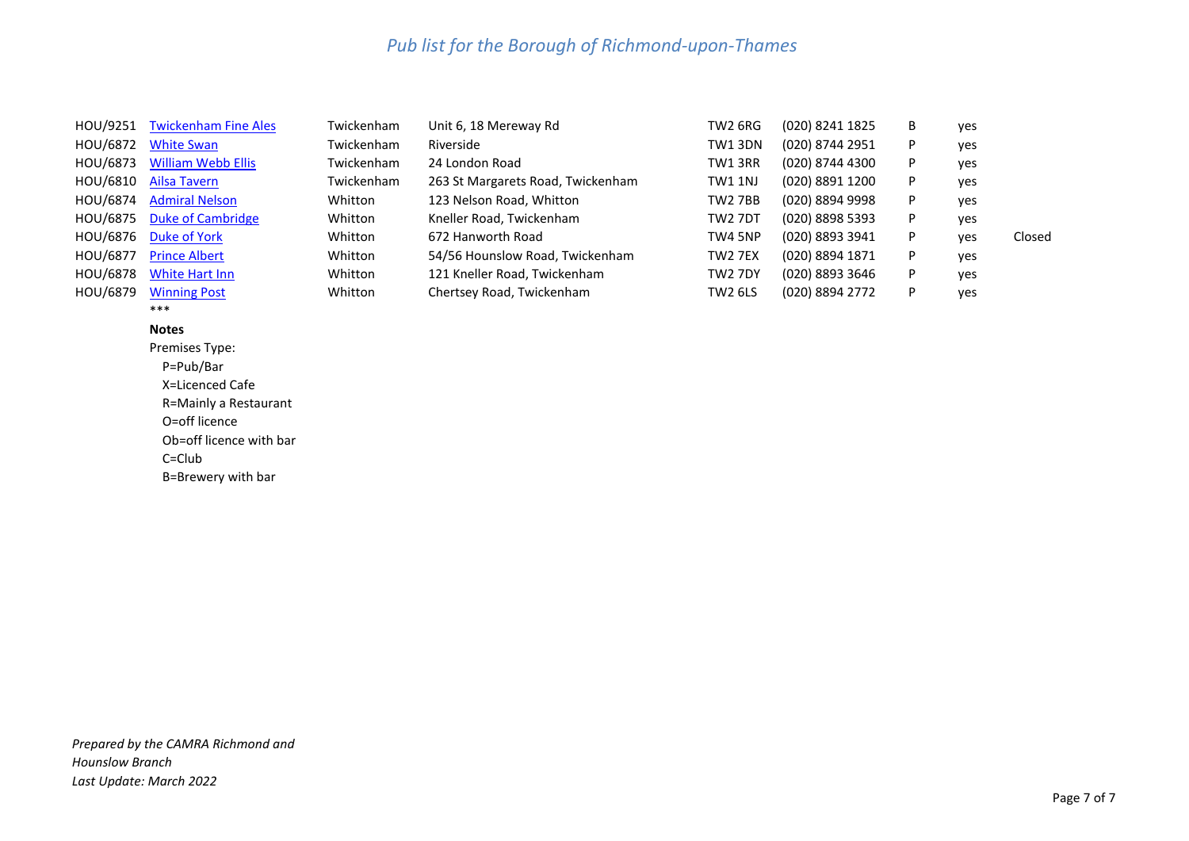# *Pub list for the Borough of Richmond-upon-Thames*

| | | | | | | | | |
|---|---|---|---|---|---|---|---|---|
| HOU/9251 | Twickenham Fine Ales | Twickenham | Unit 6, 18 Mereway Rd | TW2 6RG | (020) 8241 1825 | B | yes | |
| HOU/6872 | White Swan | Twickenham | Riverside | TW1 3DN | (020) 8744 2951 | P | yes | |
| HOU/6873 | William Webb Ellis | Twickenham | 24 London Road | TW1 3RR | (020) 8744 4300 | P | yes | |
| HOU/6810 | Ailsa Tavern | Twickenham | 263 St Margarets Road, Twickenham | TW1 1NJ | (020) 8891 1200 | P | yes | |
| HOU/6874 | Admiral Nelson | Whitton | 123 Nelson Road, Whitton | TW2 7BB | (020) 8894 9998 | P | yes | |
| HOU/6875 | Duke of Cambridge | Whitton | Kneller Road, Twickenham | TW2 7DT | (020) 8898 5393 | P | yes | |
| HOU/6876 | Duke of York | Whitton | 672 Hanworth Road | TW4 5NP | (020) 8893 3941 | P | yes | Closed |
| HOU/6877 | Prince Albert | Whitton | 54/56 Hounslow Road, Twickenham | TW2 7EX | (020) 8894 1871 | P | yes | |
| HOU/6878 | White Hart Inn | Whitton | 121 Kneller Road, Twickenham | TW2 7DY | (020) 8893 3646 | P | yes | |
| HOU/6879 | Winning Post | Whitton | Chertsey Road, Twickenham | TW2 6LS | (020) 8894 2772 | P | yes | |

***

**Notes**

Premises Type:

- P=Pub/Bar
- X=Licenced Cafe
- R=Mainly a Restaurant
- O=off licence
- Ob=off licence with bar
- C=Club
- B=Brewery with bar

*Prepared by the CAMRA Richmond and Hounslow Branch*
*Last Update: March 2022*